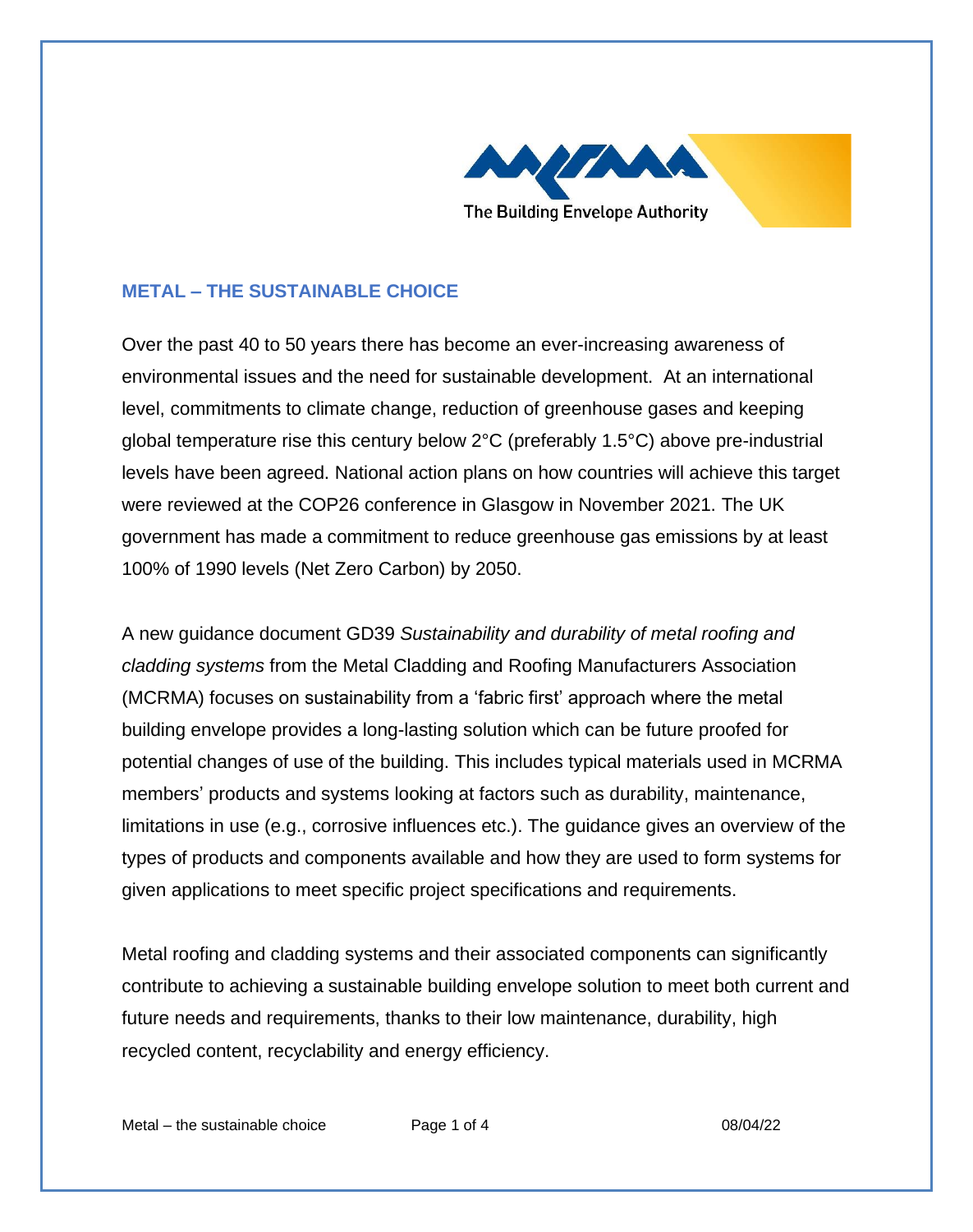The Building Envelope Authority

## METAL – THE SUSTAINABLE CHOICE

Over the past 40 to 50 years there has become an ever-increasing awareness of environmental issues and the need for sustainable development. At an international level, commitments to climate change, reduction of greenhouse gases and keeping global temperature rise this century below 2°C (preferably 1.5°C) above pre-industrial levels have been agreed. National action plans on how countries will achieve this target were reviewed at the COP26 conference in Glasgow in November 2021. The UK government has made a commitment to reduce greenhouse gas emissions by at least 100% of 1990 levels (Net Zero Carbon) by 2050.

A new guidance document GD39 *Sustainability and durability of metal roofing and cladding systems* from the Metal Cladding and Roofing Manufacturers Association (MCRMA) focuses on sustainability from a 'fabric first' approach where the metal building envelope provides a long-lasting solution which can be future proofed for potential changes of use of the building. This includes typical materials used in MCRMA members' products and systems looking at factors such as durability, maintenance, limitations in use (e.g., corrosive influences etc.). The guidance gives an overview of the types of products and components available and how they are used to form systems for given applications to meet specific project specifications and requirements.

Metal roofing and cladding systems and their associated components can significantly contribute to achieving a sustainable building envelope solution to meet both current and future needs and requirements, thanks to their low maintenance, durability, high recycled content, recyclability and energy efficiency.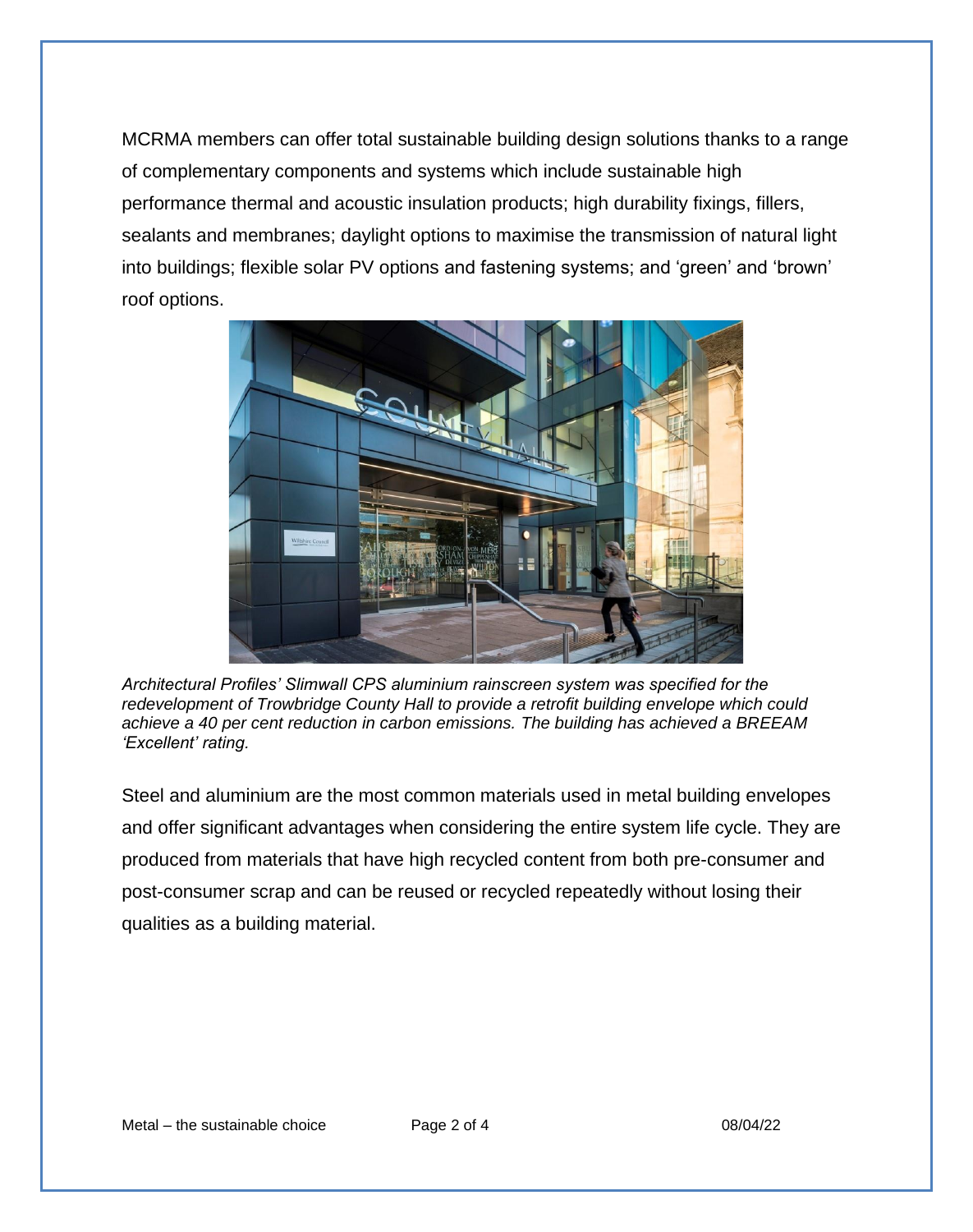MCRMA members can offer total sustainable building design solutions thanks to a range of complementary components and systems which include sustainable high performance thermal and acoustic insulation products; high durability fixings, fillers, sealants and membranes; daylight options to maximise the transmission of natural light into buildings; flexible solar PV options and fastening systems; and 'green' and 'brown' roof options.

*Architectural Profiles' Slimwall CPS aluminium rainscreen system was specified for the redevelopment of Trowbridge County Hall to provide a retrofit building envelope which could achieve a 40 per cent reduction in carbon emissions. The building has achieved a BREEAM 'Excellent' rating.*

Steel and aluminium are the most common materials used in metal building envelopes and offer significant advantages when considering the entire system life cycle. They are produced from materials that have high recycled content from both pre-consumer and post-consumer scrap and can be reused or recycled repeatedly without losing their qualities as a building material.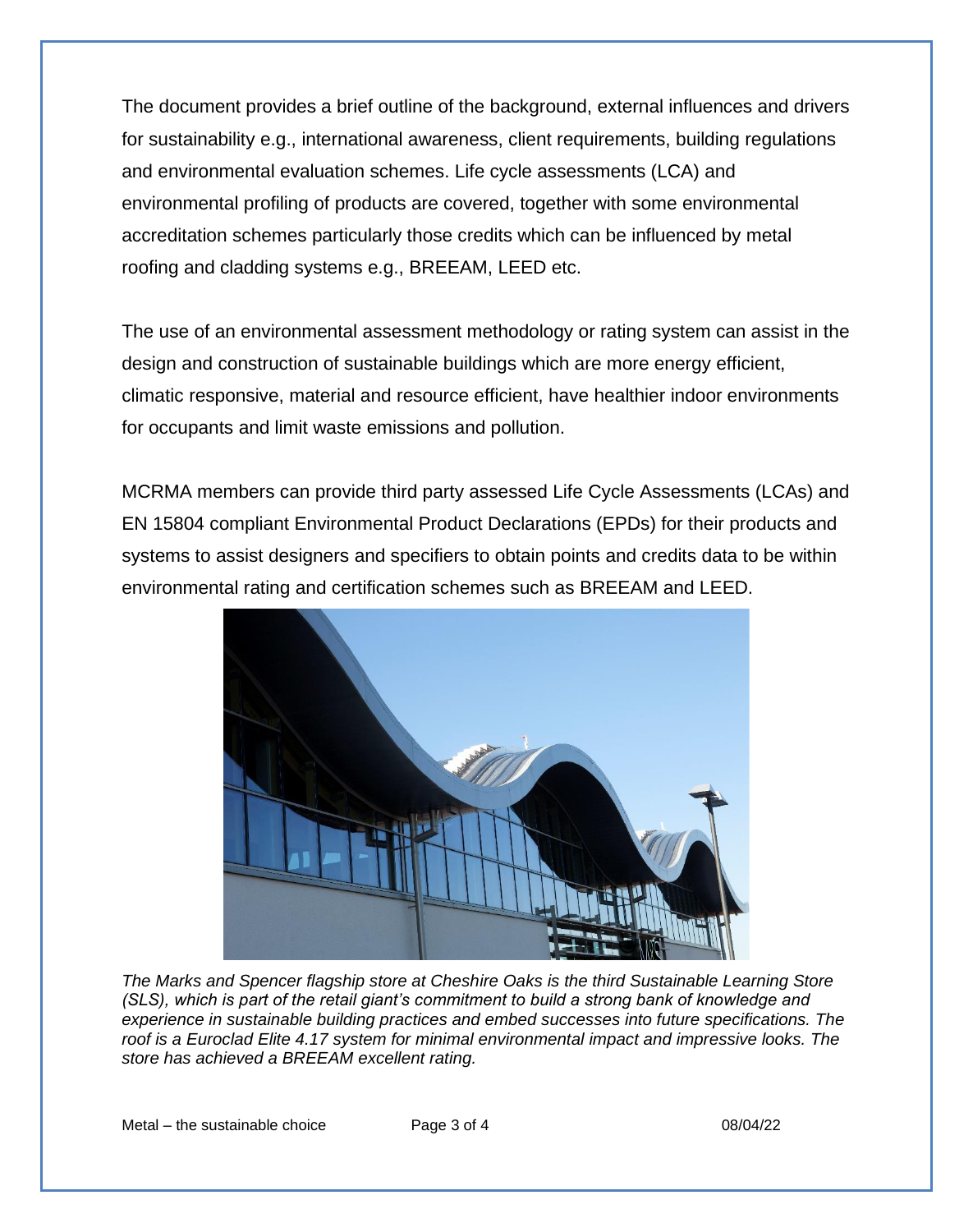The document provides a brief outline of the background, external influences and drivers for sustainability e.g., international awareness, client requirements, building regulations and environmental evaluation schemes. Life cycle assessments (LCA) and environmental profiling of products are covered, together with some environmental accreditation schemes particularly those credits which can be influenced by metal roofing and cladding systems e.g., BREEAM, LEED etc.

The use of an environmental assessment methodology or rating system can assist in the design and construction of sustainable buildings which are more energy efficient, climatic responsive, material and resource efficient, have healthier indoor environments for occupants and limit waste emissions and pollution.

MCRMA members can provide third party assessed Life Cycle Assessments (LCAs) and EN 15804 compliant Environmental Product Declarations (EPDs) for their products and systems to assist designers and specifiers to obtain points and credits data to be within environmental rating and certification schemes such as BREEAM and LEED.

*The Marks and Spencer flagship store at Cheshire Oaks is the third Sustainable Learning Store (SLS), which is part of the retail giant's commitment to build a strong bank of knowledge and experience in sustainable building practices and embed successes into future specifications. The roof is a Euroclad Elite 4.17 system for minimal environmental impact and impressive looks. The store has achieved a BREEAM excellent rating.*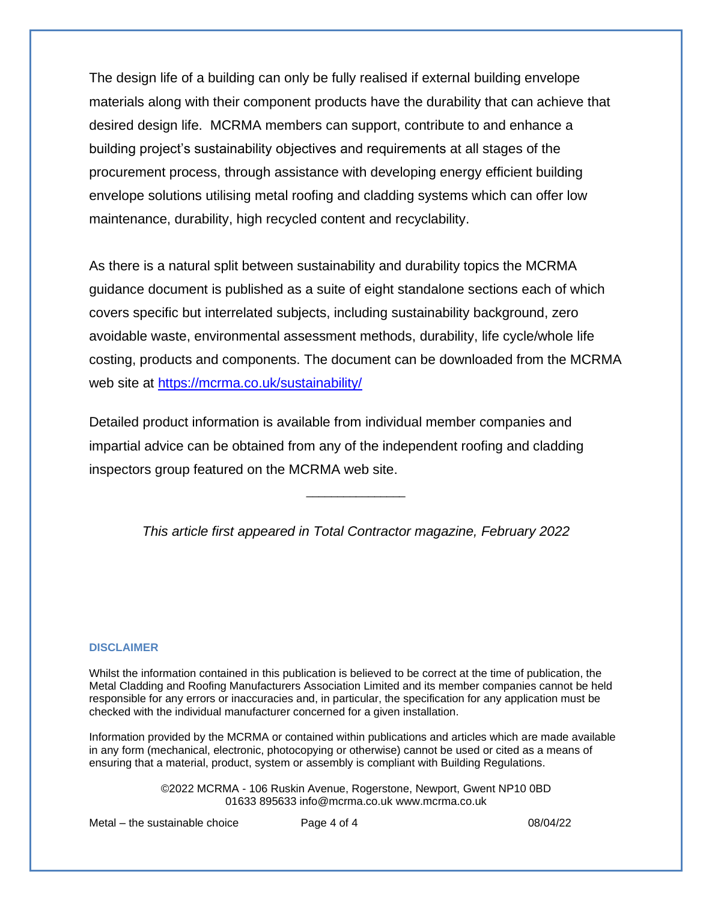The design life of a building can only be fully realised if external building envelope materials along with their component products have the durability that can achieve that desired design life. MCRMA members can support, contribute to and enhance a building project's sustainability objectives and requirements at all stages of the procurement process, through assistance with developing energy efficient building envelope solutions utilising metal roofing and cladding systems which can offer low maintenance, durability, high recycled content and recyclability.

As there is a natural split between sustainability and durability topics the MCRMA guidance document is published as a suite of eight standalone sections each of which covers specific but interrelated subjects, including sustainability background, zero avoidable waste, environmental assessment methods, durability, life cycle/whole life costing, products and components. The document can be downloaded from the MCRMA web site at https://mcrma.co.uk/sustainability/

Detailed product information is available from individual member companies and impartial advice can be obtained from any of the independent roofing and cladding inspectors group featured on the MCRMA web site.

---

*This article first appeared in Total Contractor magazine, February 2022*

**DISCLAIMER**

Whilst the information contained in this publication is believed to be correct at the time of publication, the Metal Cladding and Roofing Manufacturers Association Limited and its member companies cannot be held responsible for any errors or inaccuracies and, in particular, the specification for any application must be checked with the individual manufacturer concerned for a given installation.

Information provided by the MCRMA or contained within publications and articles which are made available in any form (mechanical, electronic, photocopying or otherwise) cannot be used or cited as a means of ensuring that a material, product, system or assembly is compliant with Building Regulations.

©2022 MCRMA - 106 Ruskin Avenue, Rogerstone, Newport, Gwent NP10 0BD
01633 895633 info@mcrma.co.uk www.mcrma.co.uk